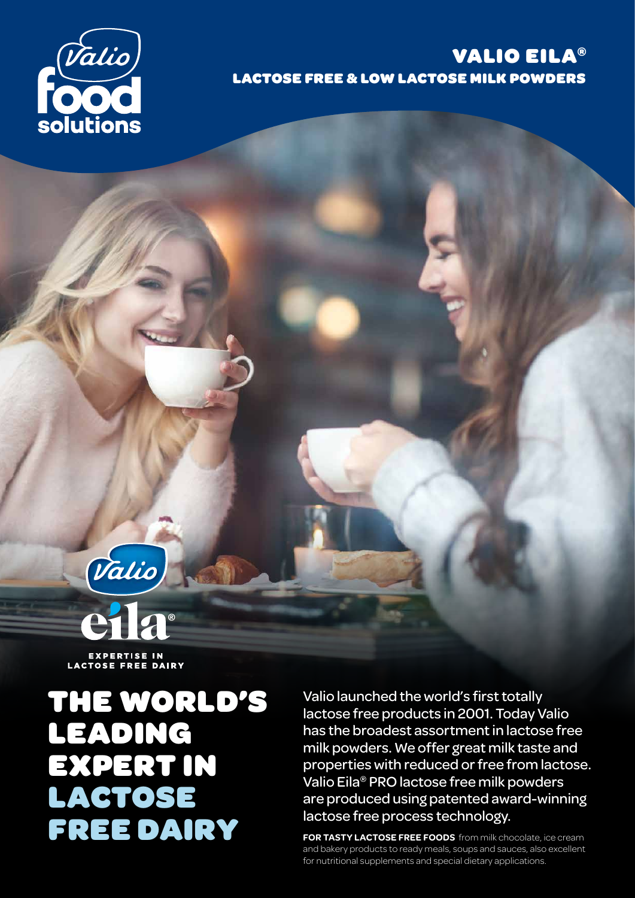# VALIO EILA®

## LACTOSE FREE & LOW LACTOSE MILK POWDERS

EXPERTISE IN LACTOSE FREE DAIRY

# THE WORLD'S LEADING EXPERT IN LACTOSE FREE DAIRY

Valio launched the world's first totally lactose free products in 2001. Today Valio has the broadest assortment in lactose free milk powders. We offer great milk taste and properties with reduced or free from lactose. Valio Eila® PRO lactose free milk powders are produced using patented award-winning lactose free process technology.

**FOR TASTY LACTOSE FREE FOODS** from milk chocolate, ice cream and bakery products to ready meals, soups and sauces, also excellent for nutritional supplements and special dietary applications.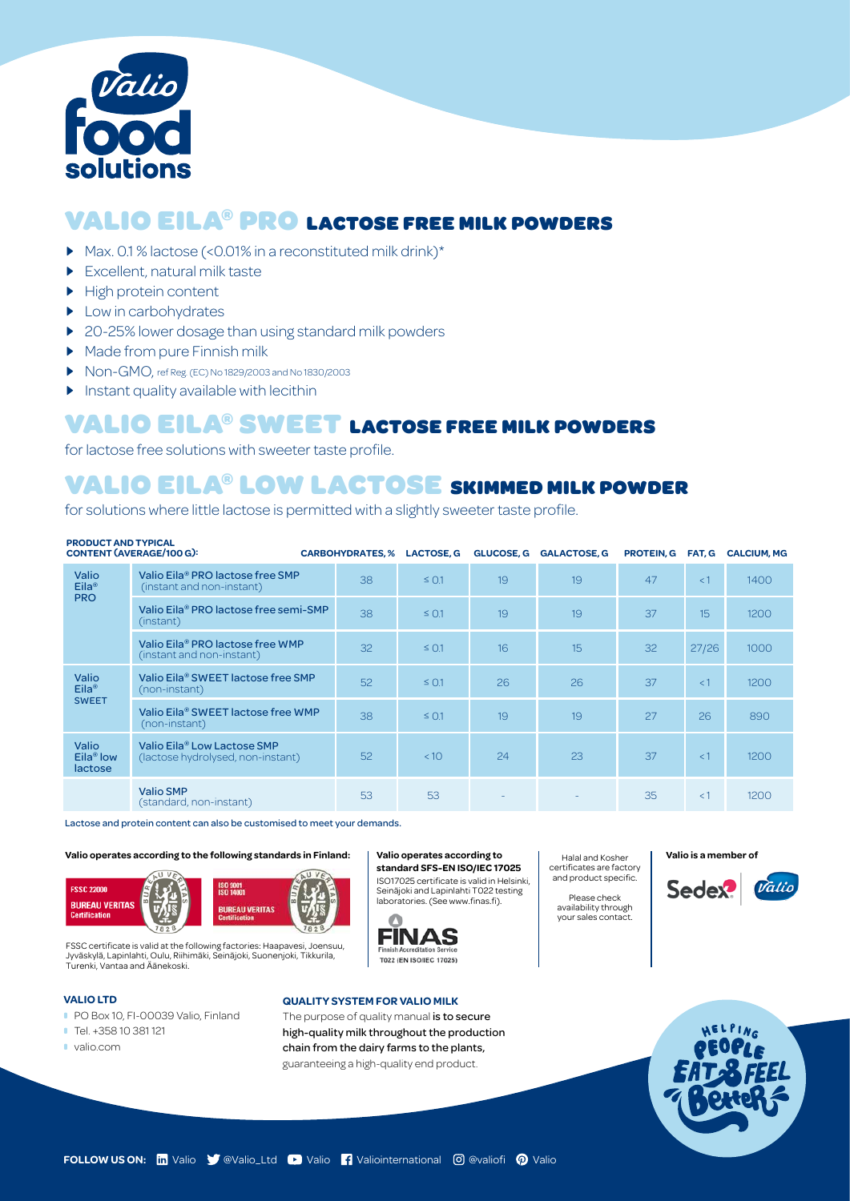# VALIO EILA® PRO LACTOSE FREE MILK POWDERS

- Max. 0.1 % lactose (<0.01% in a reconstituted milk drink)*
- Excellent, natural milk taste
- High protein content
- Low in carbohydrates
- 20-25% lower dosage than using standard milk powders
- Made from pure Finnish milk
- Non-GMO, ref Reg. (EC) No 1829/2003 and No 1830/2003
- Instant quality available with lecithin

# VALIO EILA® SWEET LACTOSE FREE MILK POWDERS

for lactose free solutions with sweeter taste profile.

# VALIO EILA® LOW LACTOSE SKIMMED MILK POWDER

for solutions where little lactose is permitted with a slightly sweeter taste profile.

| PRODUCT AND TYPICAL CONTENT (AVERAGE/100 G): | | CARBOHYDRATES, % | LACTOSE, G | GLUCOSE, G | GALACTOSE, G | PROTEIN, G | FAT, G | CALCIUM, MG |
|---|---|---|---|---|---|---|---|---|
| Valio Eila® PRO | Valio Eila® PRO lactose free SMP (instant and non-instant) | 38 | ≤ 0.1 | 19 | 19 | 47 | <1 | 1400 |
| | Valio Eila® PRO lactose free semi-SMP (instant) | 38 | ≤ 0.1 | 19 | 19 | 37 | 15 | 1200 |
| | Valio Eila® PRO lactose free WMP (instant and non-instant) | 32 | ≤ 0.1 | 16 | 15 | 32 | 27/26 | 1000 |
| Valio Eila® SWEET | Valio Eila® SWEET lactose free SMP (non-instant) | 52 | ≤ 0.1 | 26 | 26 | 37 | <1 | 1200 |
| | Valio Eila® SWEET lactose free WMP (non-instant) | 38 | ≤ 0.1 | 19 | 19 | 27 | 26 | 890 |
| Valio Eila® low lactose | Valio Eila® Low Lactose SMP (lactose hydrolysed, non-instant) | 52 | <10 | 24 | 23 | 37 | <1 | 1200 |
| | Valio SMP (standard, non-instant) | 53 | 53 | - | - | 35 | <1 | 1200 |

Lactose and protein content can also be customised to meet your demands.

**Valio operates according to the following standards in Finland:**

FSSC 22000 BUREAU VERITAS Certification

ISO 9001 ISO 14001 BUREAU VERITAS Certification

FSSC certificate is valid at the following factories: Haapavesi, Joensuu, Jyväskylä, Lapinlahti, Oulu, Riihimäki, Seinäjoki, Suonenjoki, Tikkurila, Turenki, Vantaa and Äänekoski.

**Valio operates according to standard SFS-EN ISO/IEC 17025**
ISO17025 certificate is valid in Helsinki, Seinäjoki and Lapinlahti T022 testing laboratories. (See www.finas.fi).

FINAS Finnish Accreditation Service T022 (EN ISO/IEC 17025)

Halal and Kosher certificates are factory and product specific.

Please check availability through your sales contact.

**Valio is a member of**

Sedex

**VALIO LTD**

- PO Box 10, FI-00039 Valio, Finland
- Tel. +358 10 381 121
- valio.com

**QUALITY SYSTEM FOR VALIO MILK**

The purpose of quality manual is to secure high-quality milk throughout the production chain from the dairy farms to the plants, guaranteeing a high-quality end product.

HELPING PEOPLE EAT & FEEL BETTER

**FOLLOW US ON:** Valio @Valio_Ltd Valio Triointernational @valiofi Valio